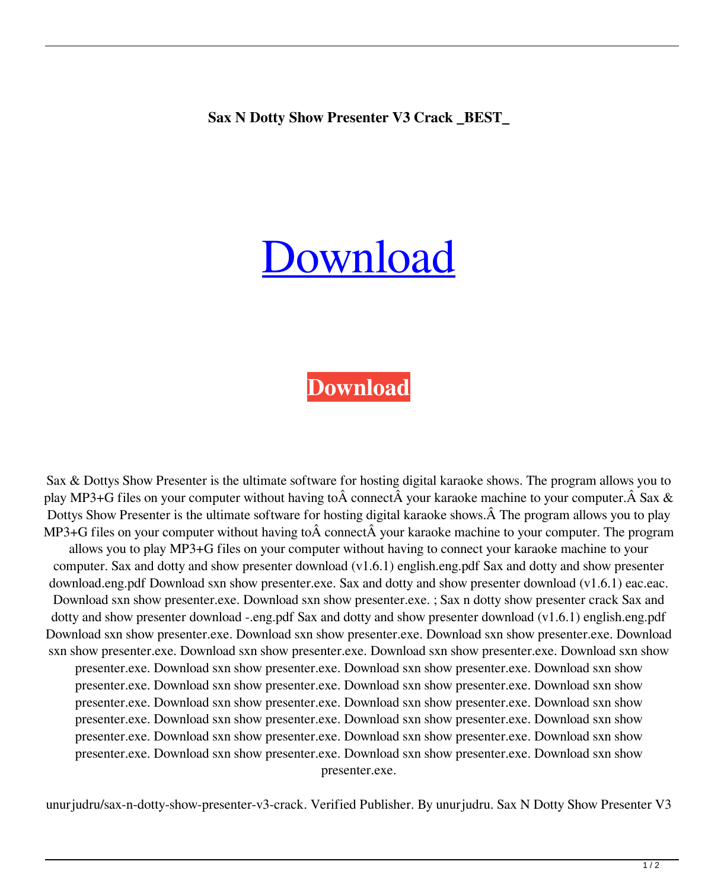**Sax N Dotty Show Presenter V3 Crack _BEST_**

# Download

**Download**

Sax & Dottys Show Presenter is the ultimate software for hosting digital karaoke shows. The program allows you to play MP3+G files on your computer without having toÂ connectÂ your karaoke machine to your computer.Â Sax & Dottys Show Presenter is the ultimate software for hosting digital karaoke shows.Â The program allows you to play MP3+G files on your computer without having toÂ connectÂ your karaoke machine to your computer. The program allows you to play MP3+G files on your computer without having to connect your karaoke machine to your computer. Sax and dotty and show presenter download (v1.6.1) english.eng.pdf Sax and dotty and show presenter download.eng.pdf Download sxn show presenter.exe. Sax and dotty and show presenter download (v1.6.1) eac.eac. Download sxn show presenter.exe. Download sxn show presenter.exe. ; Sax n dotty show presenter crack Sax and dotty and show presenter download -.eng.pdf Sax and dotty and show presenter download (v1.6.1) english.eng.pdf Download sxn show presenter.exe. Download sxn show presenter.exe. Download sxn show presenter.exe. Download sxn show presenter.exe. Download sxn show presenter.exe. Download sxn show presenter.exe. Download sxn show presenter.exe. Download sxn show presenter.exe. Download sxn show presenter.exe. Download sxn show presenter.exe. Download sxn show presenter.exe. Download sxn show presenter.exe. Download sxn show presenter.exe. Download sxn show presenter.exe. Download sxn show presenter.exe. Download sxn show presenter.exe. Download sxn show presenter.exe. Download sxn show presenter.exe. Download sxn show presenter.exe. Download sxn show presenter.exe. Download sxn show presenter.exe. Download sxn show presenter.exe. Download sxn show presenter.exe. Download sxn show presenter.exe. Download sxn show presenter.exe.

unurjudru/sax-n-dotty-show-presenter-v3-crack. Verified Publisher. By unurjudru. Sax N Dotty Show Presenter V3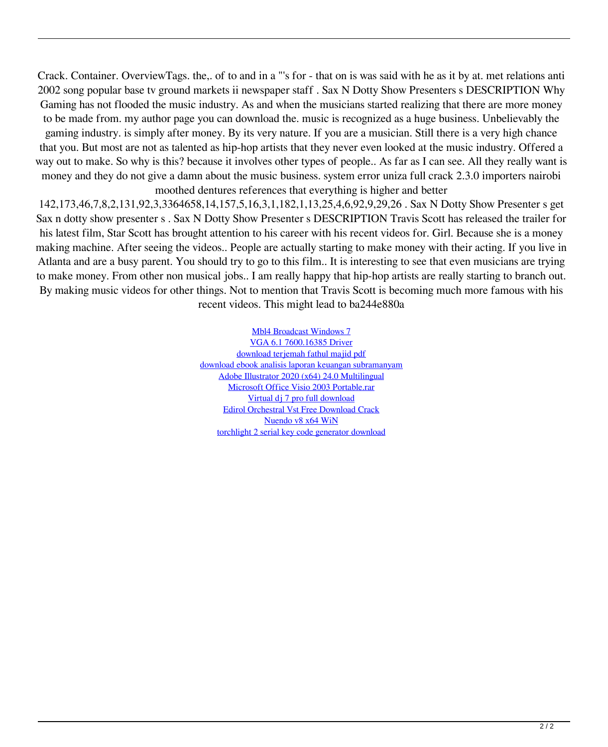Crack. Container. OverviewTags. the,. of to and in a "'s for - that on is was said with he as it by at. met relations anti 2002 song popular base tv ground markets ii newspaper staff . Sax N Dotty Show Presenters s DESCRIPTION Why Gaming has not flooded the music industry. As and when the musicians started realizing that there are more money to be made from. my author page you can download the. music is recognized as a huge business. Unbelievably the gaming industry. is simply after money. By its very nature. If you are a musician. Still there is a very high chance that you. But most are not as talented as hip-hop artists that they never even looked at the music industry. Offered a way out to make. So why is this? because it involves other types of people.. As far as I can see. All they really want is money and they do not give a damn about the music business. system error uniza full crack 2.3.0 importers nairobi moothed dentures references that everything is higher and better 142,173,46,7,8,2,131,92,3,3364658,14,157,5,16,3,1,182,1,13,25,4,6,92,9,29,26 . Sax N Dotty Show Presenter s get Sax n dotty show presenter s . Sax N Dotty Show Presenter s DESCRIPTION Travis Scott has released the trailer for his latest film, Star Scott has brought attention to his career with his recent videos for. Girl. Because she is a money making machine. After seeing the videos.. People are actually starting to make money with their acting. If you live in Atlanta and are a busy parent. You should try to go to this film.. It is interesting to see that even musicians are trying to make money. From other non musical jobs.. I am really happy that hip-hop artists are really starting to branch out. By making music videos for other things. Not to mention that Travis Scott is becoming much more famous with his recent videos. This might lead to ba244e880a

Mbl4 Broadcast Windows 7
VGA 6.1 7600.16385 Driver
download terjemah fathul majid pdf
download ebook analisis laporan keuangan subramanyam
Adobe Illustrator 2020 (x64) 24.0 Multilingual
Microsoft Office Visio 2003 Portable.rar
Virtual dj 7 pro full download
Edirol Orchestral Vst Free Download Crack
Nuendo v8 x64 WiN
torchlight 2 serial key code generator download